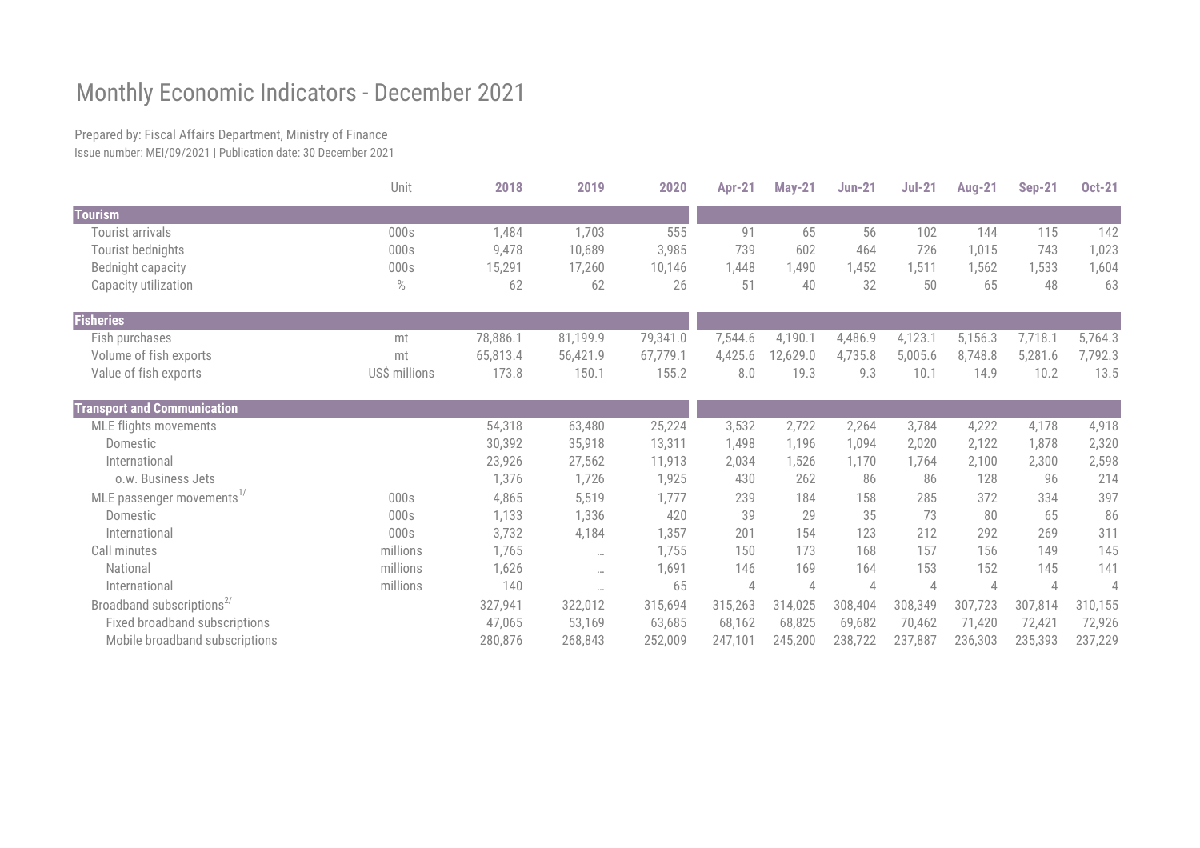# Monthly Economic Indicators - December 2021

Prepared by: Fiscal Affairs Department, Ministry of Finance

Issue number: MEI/09/2021 | Publication date: 30 December 2021

| | Unit | 2018 | 2019 | 2020 | Apr-21 | May-21 | Jun-21 | Jul-21 | Aug-21 | Sep-21 | Oct-21 |
|---|---|---|---|---|---|---|---|---|---|---|---|
| **Tourism** | | | | | | | | | | | |
| Tourist arrivals | 000s | 1,484 | 1,703 | 555 | 91 | 65 | 56 | 102 | 144 | 115 | 142 |
| Tourist bednights | 000s | 9,478 | 10,689 | 3,985 | 739 | 602 | 464 | 726 | 1,015 | 743 | 1,023 |
| Bednight capacity | 000s | 15,291 | 17,260 | 10,146 | 1,448 | 1,490 | 1,452 | 1,511 | 1,562 | 1,533 | 1,604 |
| Capacity utilization | % | 62 | 62 | 26 | 51 | 40 | 32 | 50 | 65 | 48 | 63 |
| **Fisheries** | | | | | | | | | | | |
| Fish purchases | mt | 78,886.1 | 81,199.9 | 79,341.0 | 7,544.6 | 4,190.1 | 4,486.9 | 4,123.1 | 5,156.3 | 7,718.1 | 5,764.3 |
| Volume of fish exports | mt | 65,813.4 | 56,421.9 | 67,779.1 | 4,425.6 | 12,629.0 | 4,735.8 | 5,005.6 | 8,748.8 | 5,281.6 | 7,792.3 |
| Value of fish exports | US$ millions | 173.8 | 150.1 | 155.2 | 8.0 | 19.3 | 9.3 | 10.1 | 14.9 | 10.2 | 13.5 |
| **Transport and Communication** | | | | | | | | | | | |
| MLE flights movements | | 54,318 | 63,480 | 25,224 | 3,532 | 2,722 | 2,264 | 3,784 | 4,222 | 4,178 | 4,918 |
| Domestic | | 30,392 | 35,918 | 13,311 | 1,498 | 1,196 | 1,094 | 2,020 | 2,122 | 1,878 | 2,320 |
| International | | 23,926 | 27,562 | 11,913 | 2,034 | 1,526 | 1,170 | 1,764 | 2,100 | 2,300 | 2,598 |
| o.w. Business Jets | | 1,376 | 1,726 | 1,925 | 430 | 262 | 86 | 86 | 128 | 96 | 214 |
| MLE passenger movements[1/] | 000s | 4,865 | 5,519 | 1,777 | 239 | 184 | 158 | 285 | 372 | 334 | 397 |
| Domestic | 000s | 1,133 | 1,336 | 420 | 39 | 29 | 35 | 73 | 80 | 65 | 86 |
| International | 000s | 3,732 | 4,184 | 1,357 | 201 | 154 | 123 | 212 | 292 | 269 | 311 |
| Call minutes | millions | 1,765 | … | 1,755 | 150 | 173 | 168 | 157 | 156 | 149 | 145 |
| National | millions | 1,626 | … | 1,691 | 146 | 169 | 164 | 153 | 152 | 145 | 141 |
| International | millions | 140 | … | 65 | 4 | 4 | 4 | 4 | 4 | 4 | 4 |
| Broadband subscriptions[2/] | | 327,941 | 322,012 | 315,694 | 315,263 | 314,025 | 308,404 | 308,349 | 307,723 | 307,814 | 310,155 |
| Fixed broadband subscriptions | | 47,065 | 53,169 | 63,685 | 68,162 | 68,825 | 69,682 | 70,462 | 71,420 | 72,421 | 72,926 |
| Mobile broadband subscriptions | | 280,876 | 268,843 | 252,009 | 247,101 | 245,200 | 238,722 | 237,887 | 236,303 | 235,393 | 237,229 |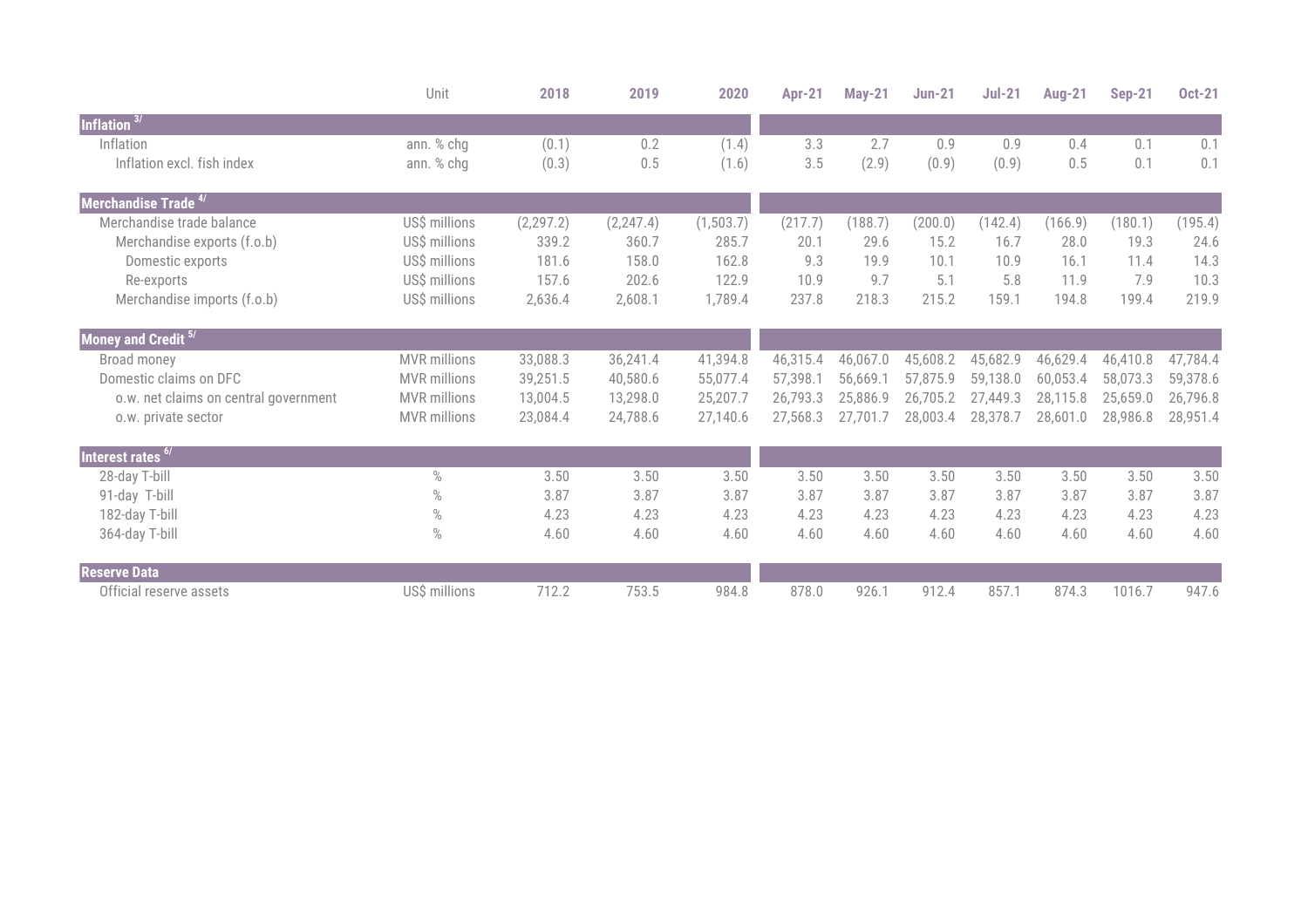| | Unit | 2018 | 2019 | 2020 | Apr-21 | May-21 | Jun-21 | Jul-21 | Aug-21 | Sep-21 | Oct-21 |
|---|---|---|---|---|---|---|---|---|---|---|---|
| **Inflation [3/]** | | | | | | | | | | | |
| Inflation | ann. % chg | (0.1) | 0.2 | (1.4) | 3.3 | 2.7 | 0.9 | 0.9 | 0.4 | 0.1 | 0.1 |
| Inflation excl. fish index | ann. % chg | (0.3) | 0.5 | (1.6) | 3.5 | (2.9) | (0.9) | (0.9) | 0.5 | 0.1 | 0.1 |
| **Merchandise Trade [4/]** | | | | | | | | | | | |
| Merchandise trade balance | US$ millions | (2,297.2) | (2,247.4) | (1,503.7) | (217.7) | (188.7) | (200.0) | (142.4) | (166.9) | (180.1) | (195.4) |
| Merchandise exports (f.o.b) | US$ millions | 339.2 | 360.7 | 285.7 | 20.1 | 29.6 | 15.2 | 16.7 | 28.0 | 19.3 | 24.6 |
| Domestic exports | US$ millions | 181.6 | 158.0 | 162.8 | 9.3 | 19.9 | 10.1 | 10.9 | 16.1 | 11.4 | 14.3 |
| Re-exports | US$ millions | 157.6 | 202.6 | 122.9 | 10.9 | 9.7 | 5.1 | 5.8 | 11.9 | 7.9 | 10.3 |
| Merchandise imports (f.o.b) | US$ millions | 2,636.4 | 2,608.1 | 1,789.4 | 237.8 | 218.3 | 215.2 | 159.1 | 194.8 | 199.4 | 219.9 |
| **Money and Credit [5/]** | | | | | | | | | | | |
| Broad money | MVR millions | 33,088.3 | 36,241.4 | 41,394.8 | 46,315.4 | 46,067.0 | 45,608.2 | 45,682.9 | 46,629.4 | 46,410.8 | 47,784.4 |
| Domestic claims on DFC | MVR millions | 39,251.5 | 40,580.6 | 55,077.4 | 57,398.1 | 56,669.1 | 57,875.9 | 59,138.0 | 60,053.4 | 58,073.3 | 59,378.6 |
| o.w. net claims on central government | MVR millions | 13,004.5 | 13,298.0 | 25,207.7 | 26,793.3 | 25,886.9 | 26,705.2 | 27,449.3 | 28,115.8 | 25,659.0 | 26,796.8 |
| o.w. private sector | MVR millions | 23,084.4 | 24,788.6 | 27,140.6 | 27,568.3 | 27,701.7 | 28,003.4 | 28,378.7 | 28,601.0 | 28,986.8 | 28,951.4 |
| **Interest rates [6/]** | | | | | | | | | | | |
| 28-day T-bill | % | 3.50 | 3.50 | 3.50 | 3.50 | 3.50 | 3.50 | 3.50 | 3.50 | 3.50 | 3.50 |
| 91-day T-bill | % | 3.87 | 3.87 | 3.87 | 3.87 | 3.87 | 3.87 | 3.87 | 3.87 | 3.87 | 3.87 |
| 182-day T-bill | % | 4.23 | 4.23 | 4.23 | 4.23 | 4.23 | 4.23 | 4.23 | 4.23 | 4.23 | 4.23 |
| 364-day T-bill | % | 4.60 | 4.60 | 4.60 | 4.60 | 4.60 | 4.60 | 4.60 | 4.60 | 4.60 | 4.60 |
| **Reserve Data** | | | | | | | | | | | |
| Official reserve assets | US$ millions | 712.2 | 753.5 | 984.8 | 878.0 | 926.1 | 912.4 | 857.1 | 874.3 | 1016.7 | 947.6 |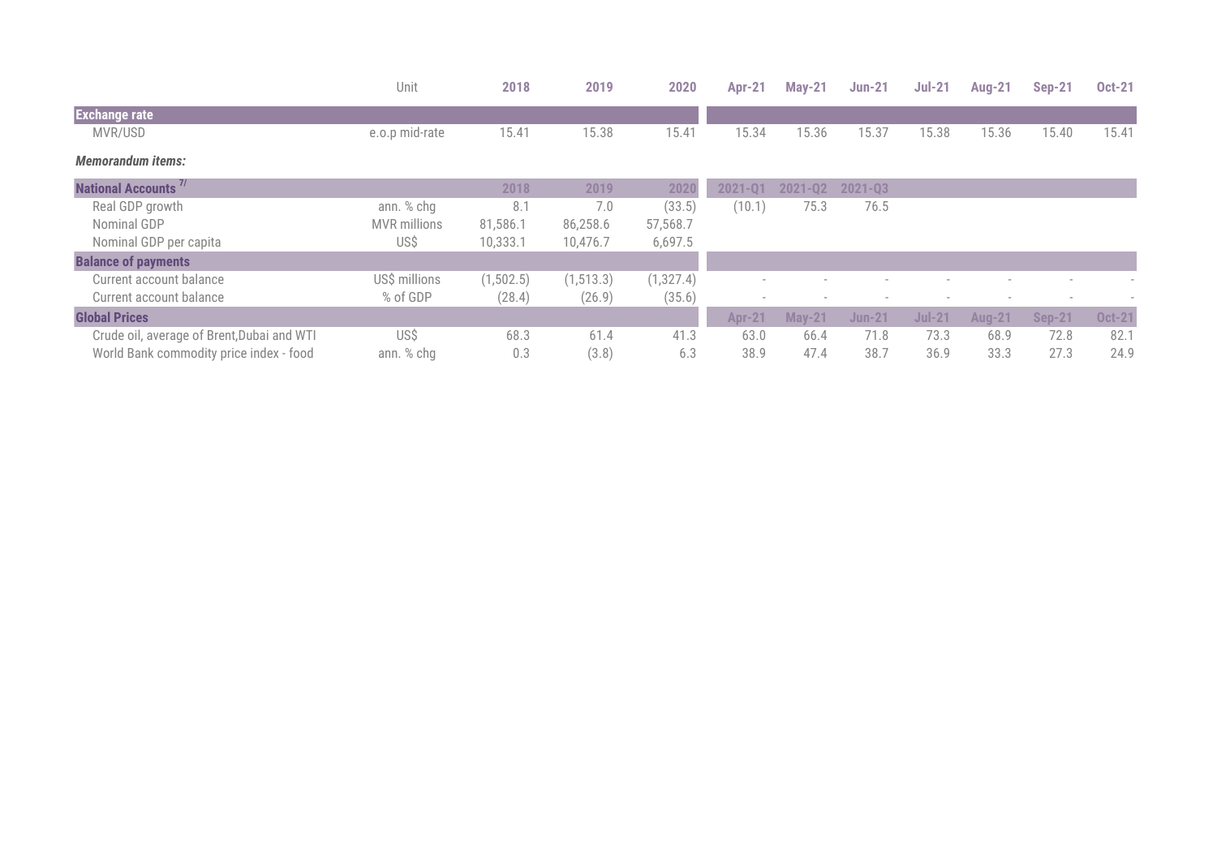| | Unit | 2018 | 2019 | 2020 | Apr-21 | May-21 | Jun-21 | Jul-21 | Aug-21 | Sep-21 | Oct-21 |
|---|---|---|---|---|---|---|---|---|---|---|---|
| **Exchange rate** | | | | | | | | | | | |
| MVR/USD | e.o.p mid-rate | 15.41 | 15.38 | 15.41 | 15.34 | 15.36 | 15.37 | 15.38 | 15.36 | 15.40 | 15.41 |
| ***Memorandum items:*** | | | | | | | | | | | |
| **National Accounts** [7/] | | 2018 | 2019 | 2020 | 2021-Q1 | 2021-Q2 | 2021-Q3 | | | | |
| Real GDP growth | ann. % chg | 8.1 | 7.0 | (33.5) | (10.1) | 75.3 | 76.5 | | | | |
| Nominal GDP | MVR millions | 81,586.1 | 86,258.6 | 57,568.7 | | | | | | | |
| Nominal GDP per capita | US$ | 10,333.1 | 10,476.7 | 6,697.5 | | | | | | | |
| **Balance of payments** | | | | | | | | | | | |
| Current account balance | US$ millions | (1,502.5) | (1,513.3) | (1,327.4) | - | - | - | - | - | - | - |
| Current account balance | % of GDP | (28.4) | (26.9) | (35.6) | - | - | - | - | - | - | - |
| **Global Prices** | | | | | Apr-21 | May-21 | Jun-21 | Jul-21 | Aug-21 | Sep-21 | Oct-21 |
| Crude oil, average of Brent,Dubai and WTI | US$ | 68.3 | 61.4 | 41.3 | 63.0 | 66.4 | 71.8 | 73.3 | 68.9 | 72.8 | 82.1 |
| World Bank commodity price index - food | ann. % chg | 0.3 | (3.8) | 6.3 | 38.9 | 47.4 | 38.7 | 36.9 | 33.3 | 27.3 | 24.9 |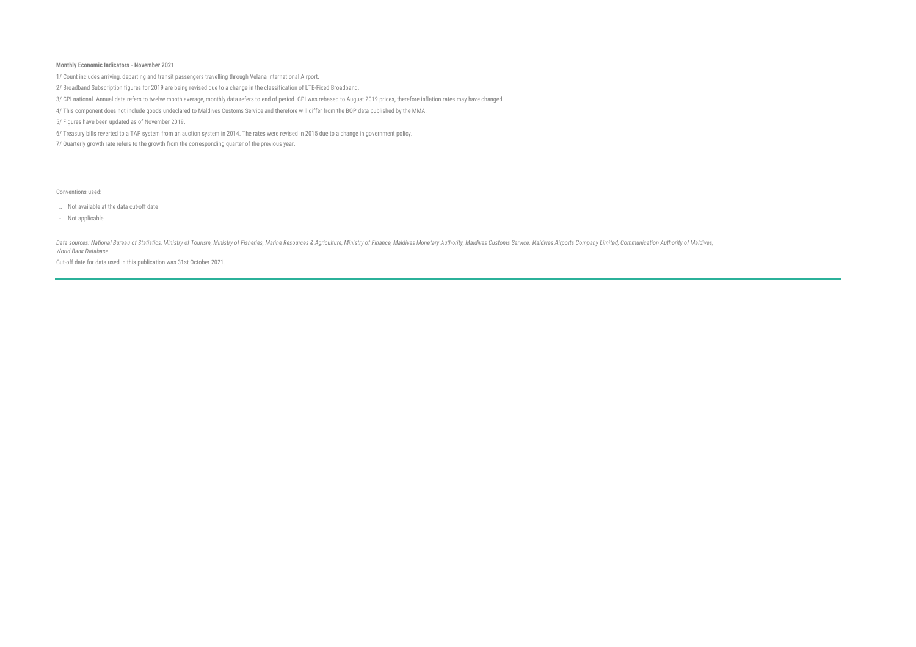**Monthly Economic Indicators - November 2021**

1/ Count includes arriving, departing and transit passengers travelling through Velana International Airport.

2/ Broadband Subscription figures for 2019 are being revised due to a change in the classification of LTE-Fixed Broadband.

3/ CPI national. Annual data refers to twelve month average, monthly data refers to end of period. CPI was rebased to August 2019 prices, therefore inflation rates may have changed.

4/ This component does not include goods undeclared to Maldives Customs Service and therefore will differ from the BOP data published by the MMA.

5/ Figures have been updated as of November 2019.

6/ Treasury bills reverted to a TAP system from an auction system in 2014. The rates were revised in 2015 due to a change in government policy.

7/ Quarterly growth rate refers to the growth from the corresponding quarter of the previous year.

Conventions used:

… Not available at the data cut-off date

- Not applicable

*Data sources: National Bureau of Statistics, Ministry of Tourism, Ministry of Fisheries, Marine Resources & Agriculture, Ministry of Finance, Maldives Monetary Authority, Maldives Customs Service, Maldives Airports Company Limited, Communication Authority of Maldives, World Bank Database.*

Cut-off date for data used in this publication was 31st October 2021.